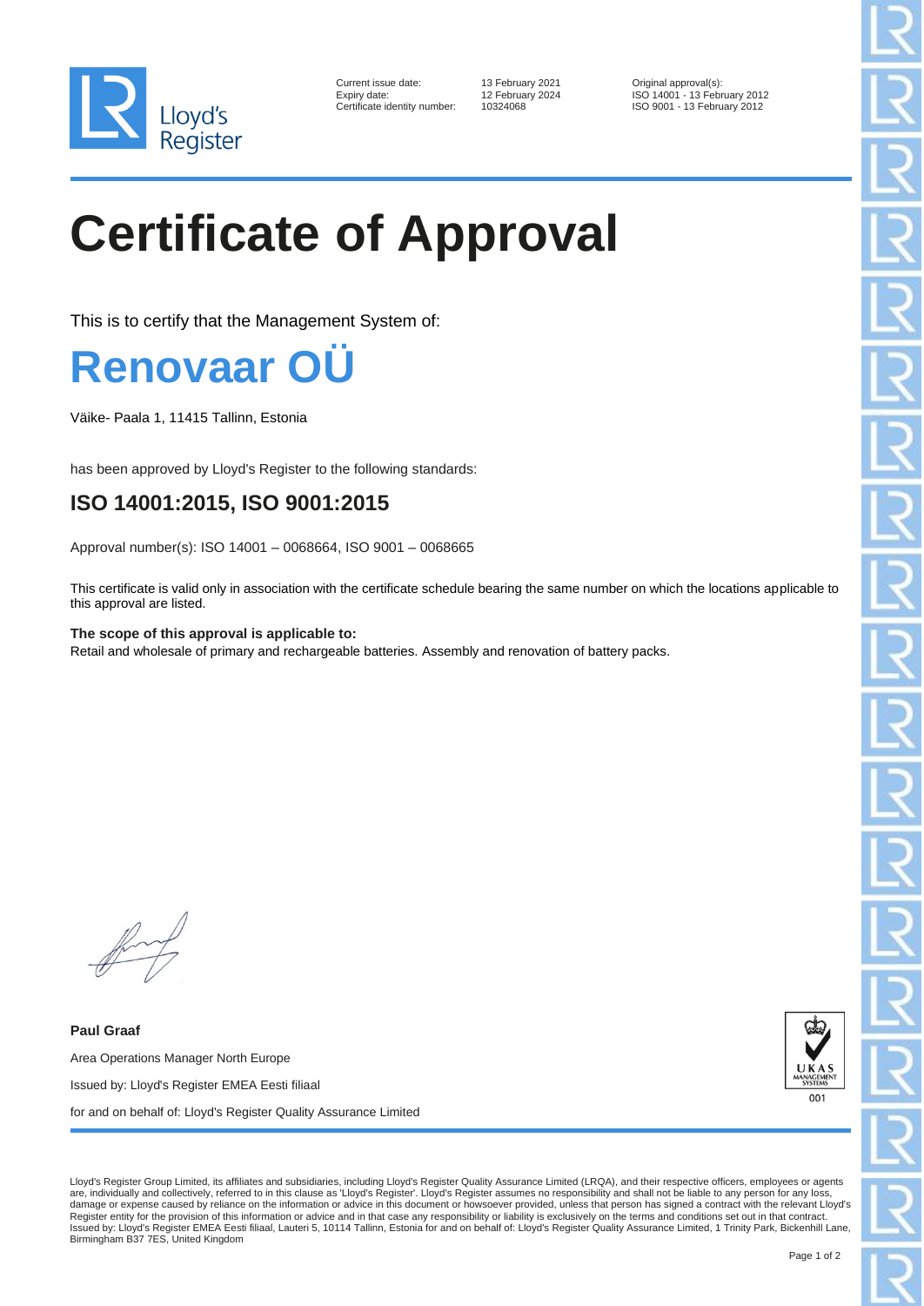Lloyd's Register

Current issue date: 13 February 2021
Expiry date: 12 February 2024
Certificate identity number: 10324068

Original approval(s):
ISO 14001 - 13 February 2012
ISO 9001 - 13 February 2012

# Certificate of Approval

This is to certify that the Management System of:

## Renovaar OÜ

Väike- Paala 1, 11415 Tallinn, Estonia

has been approved by Lloyd's Register to the following standards:

### ISO 14001:2015, ISO 9001:2015

Approval number(s): ISO 14001 – 0068664, ISO 9001 – 0068665

This certificate is valid only in association with the certificate schedule bearing the same number on which the locations applicable to this approval are listed.

**The scope of this approval is applicable to:**
Retail and wholesale of primary and rechargeable batteries. Assembly and renovation of battery packs.

**Paul Graaf**

Area Operations Manager North Europe

Issued by: Lloyd's Register EMEA Eesti filiaal

for and on behalf of: Lloyd's Register Quality Assurance Limited

UKAS MANAGEMENT SYSTEMS 001

Lloyd's Register Group Limited, its affiliates and subsidiaries, including Lloyd's Register Quality Assurance Limited (LRQA), and their respective officers, employees or agents are, individually and collectively, referred to in this clause as 'Lloyd's Register'. Lloyd's Register assumes no responsibility and shall not be liable to any person for any loss, damage or expense caused by reliance on the information or advice in this document or howsoever provided, unless that person has signed a contract with the relevant Lloyd's Register entity for the provision of this information or advice and in that case any responsibility or liability is exclusively on the terms and conditions set out in that contract.
Issued by: Lloyd's Register EMEA Eesti filiaal, Lauteri 5, 10114 Tallinn, Estonia for and on behalf of: Lloyd's Register Quality Assurance Limited, 1 Trinity Park, Bickenhill Lane, Birmingham B37 7ES, United Kingdom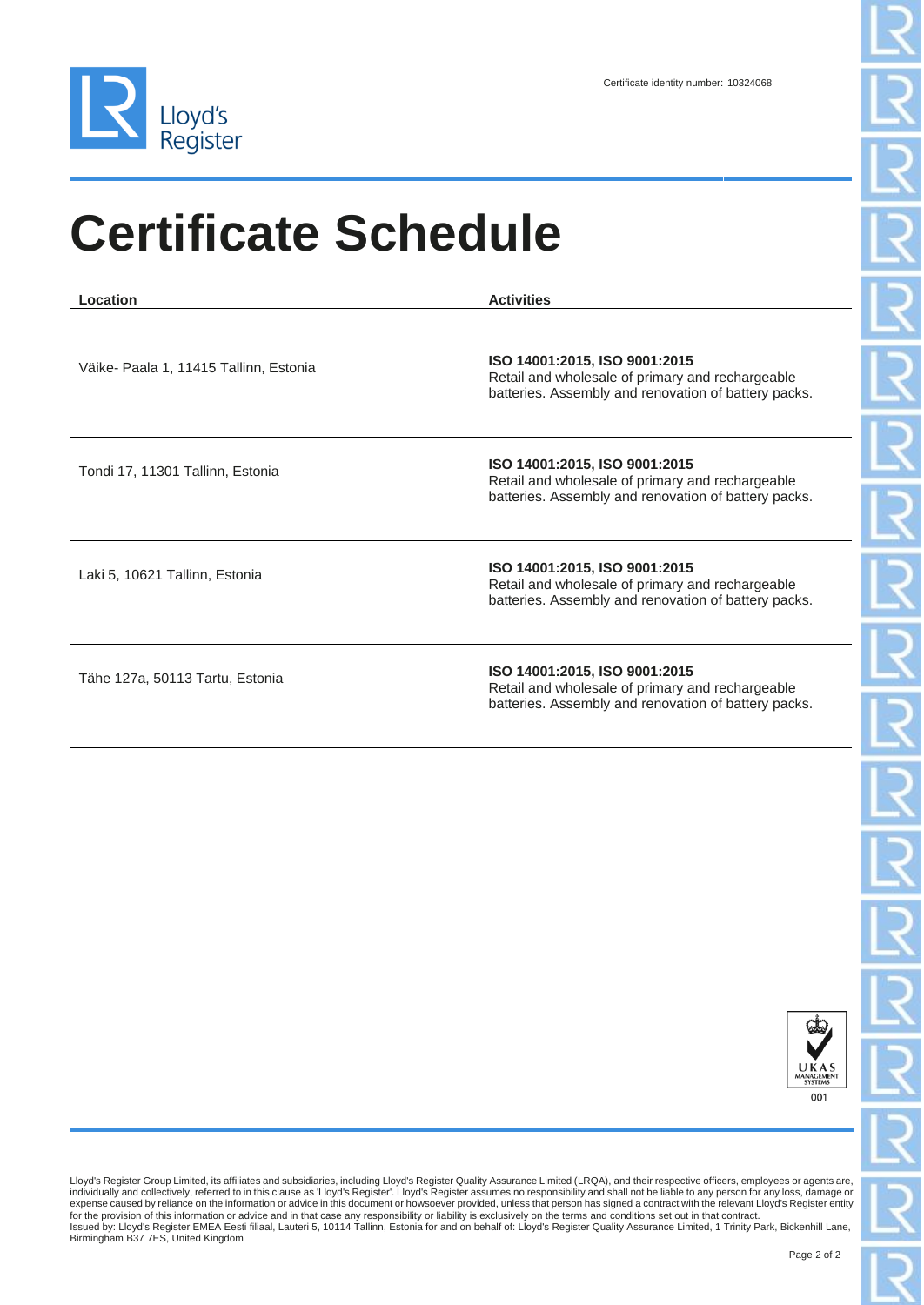Certificate identity number: 10324068

# Certificate Schedule

| Location | Activities |
|---|---|
| Väike- Paala 1, 11415 Tallinn, Estonia | **ISO 14001:2015, ISO 9001:2015** Retail and wholesale of primary and rechargeable batteries. Assembly and renovation of battery packs. |
| Tondi 17, 11301 Tallinn, Estonia | **ISO 14001:2015, ISO 9001:2015** Retail and wholesale of primary and rechargeable batteries. Assembly and renovation of battery packs. |
| Laki 5, 10621 Tallinn, Estonia | **ISO 14001:2015, ISO 9001:2015** Retail and wholesale of primary and rechargeable batteries. Assembly and renovation of battery packs. |
| Tähe 127a, 50113 Tartu, Estonia | **ISO 14001:2015, ISO 9001:2015** Retail and wholesale of primary and rechargeable batteries. Assembly and renovation of battery packs. |

UKAS MANAGEMENT SYSTEMS
001

Lloyd's Register Group Limited, its affiliates and subsidiaries, including Lloyd's Register Quality Assurance Limited (LRQA), and their respective officers, employees or agents are, individually and collectively, referred to in this clause as 'Lloyd's Register'. Lloyd's Register assumes no responsibility and shall not be liable to any person for any loss, damage or expense caused by reliance on the information or advice in this document or howsoever provided, unless that person has signed a contract with the relevant Lloyd's Register entity for the provision of this information or advice and in that case any responsibility or liability is exclusively on the terms and conditions set out in that contract.
Issued by: Lloyd's Register EMEA Eesti filiaal, Lauteri 5, 10114 Tallinn, Estonia for and on behalf of: Lloyd's Register Quality Assurance Limited, 1 Trinity Park, Bickenhill Lane, Birmingham B37 7ES, United Kingdom